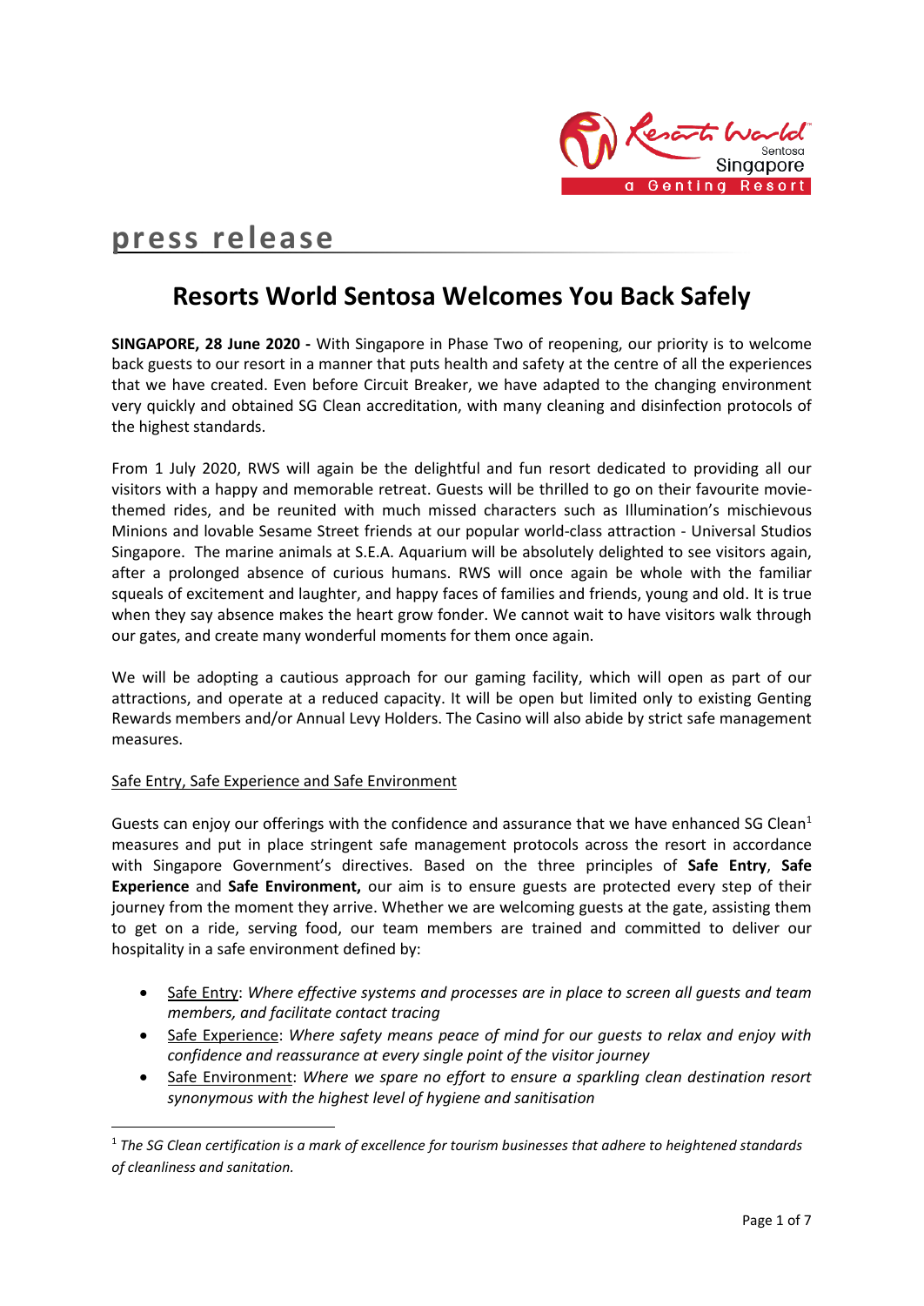**press release**

# Resorts World Sentosa Welcomes You Back Safely

**SINGAPORE, 28 June 2020 -** With Singapore in Phase Two of reopening, our priority is to welcome back guests to our resort in a manner that puts health and safety at the centre of all the experiences that we have created. Even before Circuit Breaker, we have adapted to the changing environment very quickly and obtained SG Clean accreditation, with many cleaning and disinfection protocols of the highest standards.

From 1 July 2020, RWS will again be the delightful and fun resort dedicated to providing all our visitors with a happy and memorable retreat. Guests will be thrilled to go on their favourite movie-themed rides, and be reunited with much missed characters such as Illumination's mischievous Minions and lovable Sesame Street friends at our popular world-class attraction - Universal Studios Singapore. The marine animals at S.E.A. Aquarium will be absolutely delighted to see visitors again, after a prolonged absence of curious humans. RWS will once again be whole with the familiar squeals of excitement and laughter, and happy faces of families and friends, young and old. It is true when they say absence makes the heart grow fonder. We cannot wait to have visitors walk through our gates, and create many wonderful moments for them once again.

We will be adopting a cautious approach for our gaming facility, which will open as part of our attractions, and operate at a reduced capacity. It will be open but limited only to existing Genting Rewards members and/or Annual Levy Holders. The Casino will also abide by strict safe management measures.

<u>Safe Entry, Safe Experience and Safe Environment</u>

Guests can enjoy our offerings with the confidence and assurance that we have enhanced SG Clean[1] measures and put in place stringent safe management protocols across the resort in accordance with Singapore Government's directives. Based on the three principles of **Safe Entry**, **Safe Experience** and **Safe Environment,** our aim is to ensure guests are protected every step of their journey from the moment they arrive. Whether we are welcoming guests at the gate, assisting them to get on a ride, serving food, our team members are trained and committed to deliver our hospitality in a safe environment defined by:

- <u>Safe Entry</u>: *Where effective systems and processes are in place to screen all guests and team members, and facilitate contact tracing*
- <u>Safe Experience</u>: *Where safety means peace of mind for our guests to relax and enjoy with confidence and reassurance at every single point of the visitor journey*
- <u>Safe Environment</u>: *Where we spare no effort to ensure a sparkling clean destination resort synonymous with the highest level of hygiene and sanitisation*

[1] *The SG Clean certification is a mark of excellence for tourism businesses that adhere to heightened standards of cleanliness and sanitation.*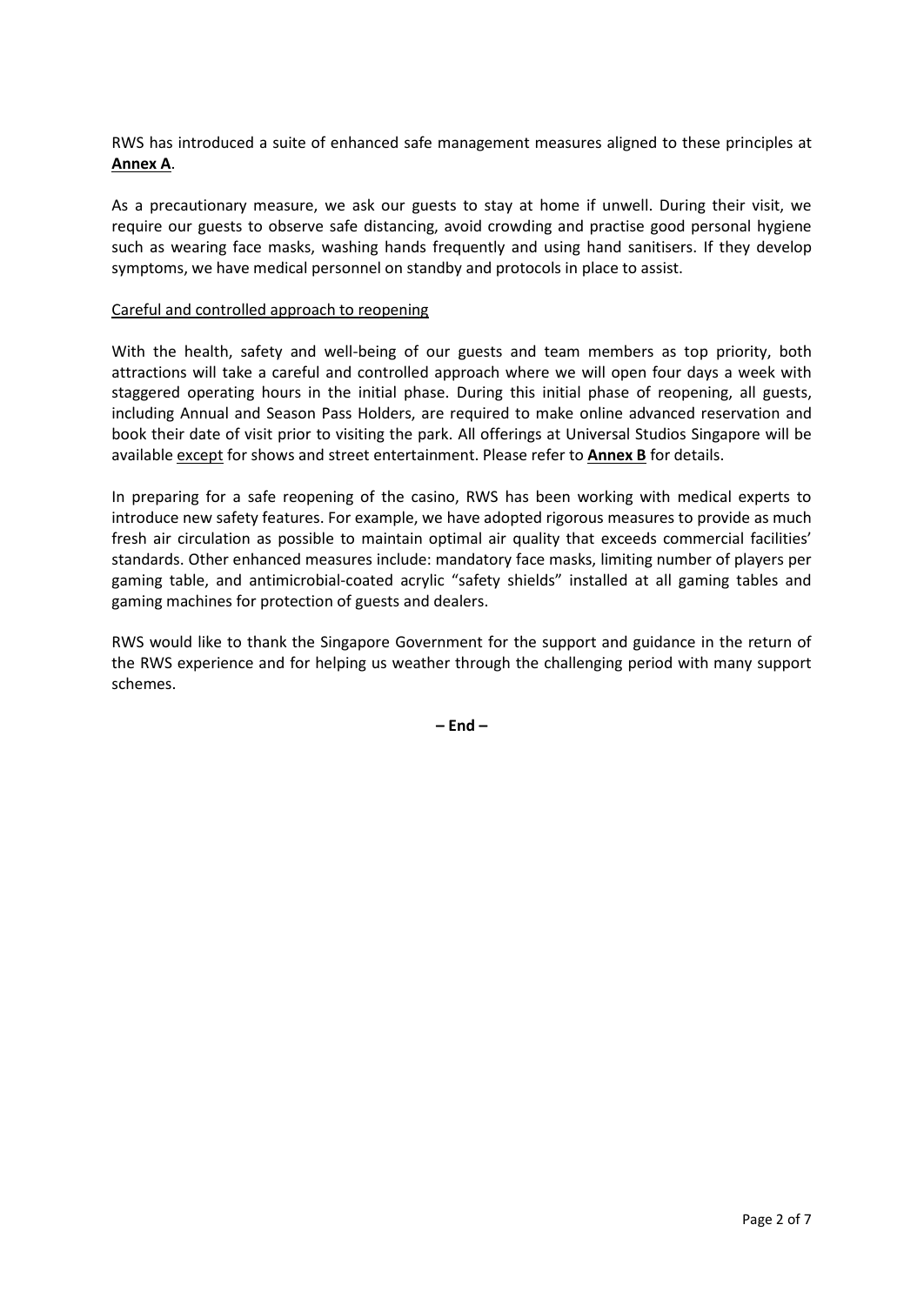RWS has introduced a suite of enhanced safe management measures aligned to these principles at **Annex A**.

As a precautionary measure, we ask our guests to stay at home if unwell. During their visit, we require our guests to observe safe distancing, avoid crowding and practise good personal hygiene such as wearing face masks, washing hands frequently and using hand sanitisers. If they develop symptoms, we have medical personnel on standby and protocols in place to assist.

Careful and controlled approach to reopening

With the health, safety and well-being of our guests and team members as top priority, both attractions will take a careful and controlled approach where we will open four days a week with staggered operating hours in the initial phase. During this initial phase of reopening, all guests, including Annual and Season Pass Holders, are required to make online advanced reservation and book their date of visit prior to visiting the park. All offerings at Universal Studios Singapore will be available except for shows and street entertainment. Please refer to **Annex B** for details.

In preparing for a safe reopening of the casino, RWS has been working with medical experts to introduce new safety features. For example, we have adopted rigorous measures to provide as much fresh air circulation as possible to maintain optimal air quality that exceeds commercial facilities' standards. Other enhanced measures include: mandatory face masks, limiting number of players per gaming table, and antimicrobial-coated acrylic "safety shields" installed at all gaming tables and gaming machines for protection of guests and dealers.

RWS would like to thank the Singapore Government for the support and guidance in the return of the RWS experience and for helping us weather through the challenging period with many support schemes.

**– End –**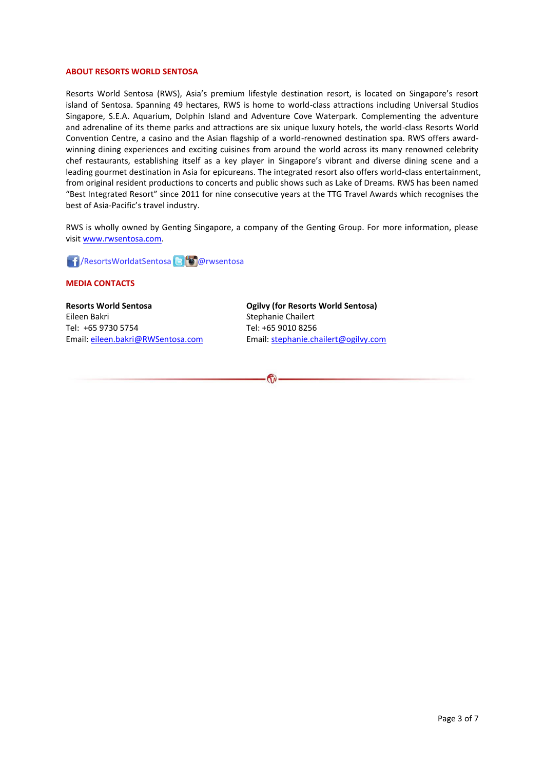**ABOUT RESORTS WORLD SENTOSA**

Resorts World Sentosa (RWS), Asia's premium lifestyle destination resort, is located on Singapore's resort island of Sentosa. Spanning 49 hectares, RWS is home to world-class attractions including Universal Studios Singapore, S.E.A. Aquarium, Dolphin Island and Adventure Cove Waterpark. Complementing the adventure and adrenaline of its theme parks and attractions are six unique luxury hotels, the world-class Resorts World Convention Centre, a casino and the Asian flagship of a world-renowned destination spa. RWS offers award-winning dining experiences and exciting cuisines from around the world across its many renowned celebrity chef restaurants, establishing itself as a key player in Singapore's vibrant and diverse dining scene and a leading gourmet destination in Asia for epicureans. The integrated resort also offers world-class entertainment, from original resident productions to concerts and public shows such as Lake of Dreams. RWS has been named "Best Integrated Resort" since 2011 for nine consecutive years at the TTG Travel Awards which recognises the best of Asia-Pacific's travel industry.

RWS is wholly owned by Genting Singapore, a company of the Genting Group. For more information, please visit [www.rwsentosa.com](http://www.rwsentosa.com).

/ResortsWorldatSentosa @rwsentosa

**MEDIA CONTACTS**

**Resorts World Sentosa**
Eileen Bakri
Tel: +65 9730 5754
Email: eileen.bakri@RWSentosa.com

**Ogilvy (for Resorts World Sentosa)**
Stephanie Chailert
Tel: +65 9010 8256
Email: stephanie.chailert@ogilvy.com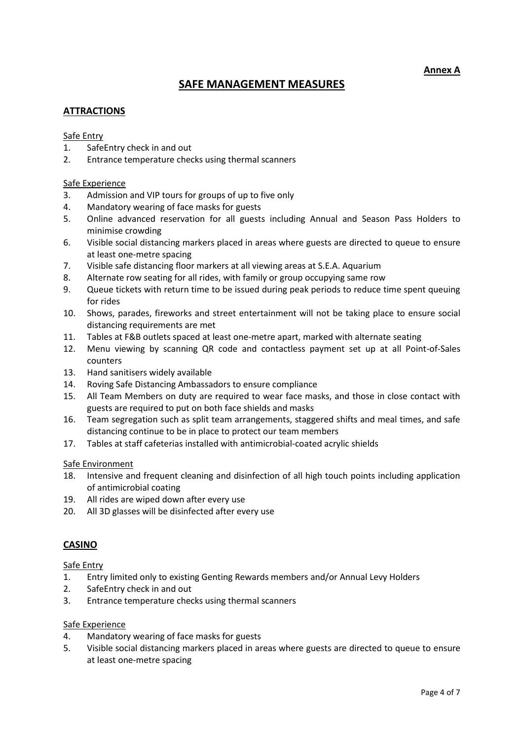**Annex A**

# SAFE MANAGEMENT MEASURES

## ATTRACTIONS

Safe Entry

1. SafeEntry check in and out
2. Entrance temperature checks using thermal scanners

Safe Experience

3. Admission and VIP tours for groups of up to five only
4. Mandatory wearing of face masks for guests
5. Online advanced reservation for all guests including Annual and Season Pass Holders to minimise crowding
6. Visible social distancing markers placed in areas where guests are directed to queue to ensure at least one-metre spacing
7. Visible safe distancing floor markers at all viewing areas at S.E.A. Aquarium
8. Alternate row seating for all rides, with family or group occupying same row
9. Queue tickets with return time to be issued during peak periods to reduce time spent queuing for rides
10. Shows, parades, fireworks and street entertainment will not be taking place to ensure social distancing requirements are met
11. Tables at F&B outlets spaced at least one-metre apart, marked with alternate seating
12. Menu viewing by scanning QR code and contactless payment set up at all Point-of-Sales counters
13. Hand sanitisers widely available
14. Roving Safe Distancing Ambassadors to ensure compliance
15. All Team Members on duty are required to wear face masks, and those in close contact with guests are required to put on both face shields and masks
16. Team segregation such as split team arrangements, staggered shifts and meal times, and safe distancing continue to be in place to protect our team members
17. Tables at staff cafeterias installed with antimicrobial-coated acrylic shields

Safe Environment

18. Intensive and frequent cleaning and disinfection of all high touch points including application of antimicrobial coating
19. All rides are wiped down after every use
20. All 3D glasses will be disinfected after every use

## CASINO

Safe Entry

1. Entry limited only to existing Genting Rewards members and/or Annual Levy Holders
2. SafeEntry check in and out
3. Entrance temperature checks using thermal scanners

Safe Experience

4. Mandatory wearing of face masks for guests
5. Visible social distancing markers placed in areas where guests are directed to queue to ensure at least one-metre spacing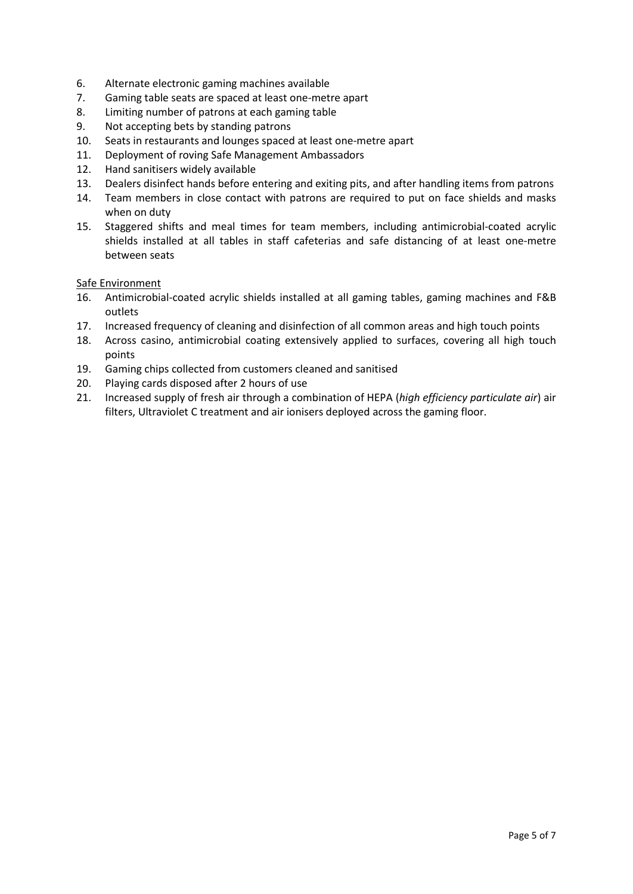6. Alternate electronic gaming machines available
7. Gaming table seats are spaced at least one-metre apart
8. Limiting number of patrons at each gaming table
9. Not accepting bets by standing patrons
10. Seats in restaurants and lounges spaced at least one-metre apart
11. Deployment of roving Safe Management Ambassadors
12. Hand sanitisers widely available
13. Dealers disinfect hands before entering and exiting pits, and after handling items from patrons
14. Team members in close contact with patrons are required to put on face shields and masks when on duty
15. Staggered shifts and meal times for team members, including antimicrobial-coated acrylic shields installed at all tables in staff cafeterias and safe distancing of at least one-metre between seats

<u>Safe Environment</u>

16. Antimicrobial-coated acrylic shields installed at all gaming tables, gaming machines and F&B outlets
17. Increased frequency of cleaning and disinfection of all common areas and high touch points
18. Across casino, antimicrobial coating extensively applied to surfaces, covering all high touch points
19. Gaming chips collected from customers cleaned and sanitised
20. Playing cards disposed after 2 hours of use
21. Increased supply of fresh air through a combination of HEPA (*high efficiency particulate air*) air filters, Ultraviolet C treatment and air ionisers deployed across the gaming floor.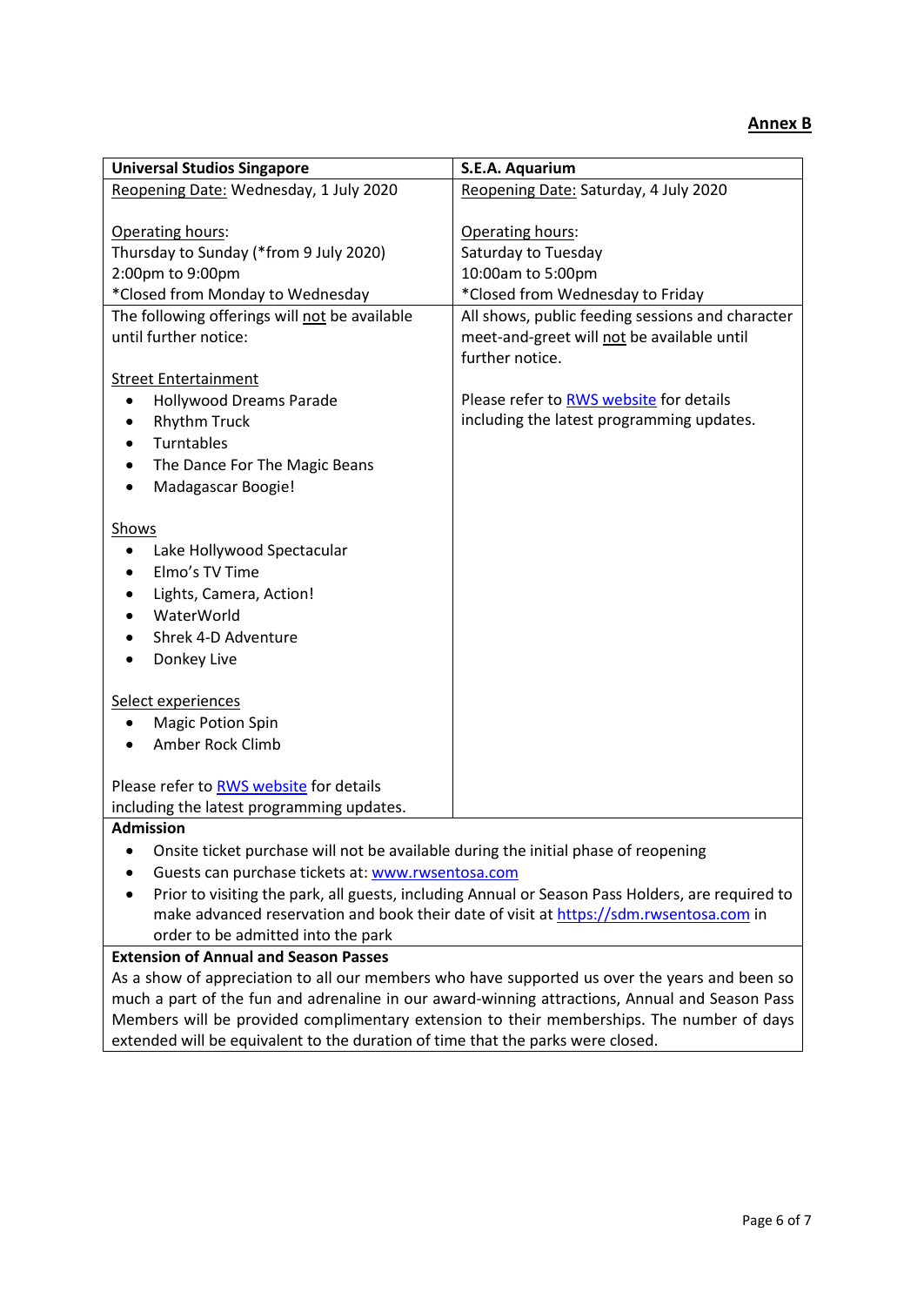**Annex B**

<table>
<tr>
<th>Universal Studios Singapore</th>
<th>S.E.A. Aquarium</th>
</tr>
<tr>
<td>Reopening Date: Wednesday, 1 July 2020<br><br>Operating hours:<br>Thursday to Sunday (*from 9 July 2020)<br>2:00pm to 9:00pm<br>*Closed from Monday to Wednesday</td>
<td>Reopening Date: Saturday, 4 July 2020<br><br>Operating hours:<br>Saturday to Tuesday<br>10:00am to 5:00pm<br>*Closed from Wednesday to Friday</td>
</tr>
<tr>
<td>The following offerings will not be available until further notice:<br><br>Street Entertainment<ul><li>Hollywood Dreams Parade</li><li>Rhythm Truck</li><li>Turntables</li><li>The Dance For The Magic Beans</li><li>Madagascar Boogie!</li></ul>Shows<ul><li>Lake Hollywood Spectacular</li><li>Elmo's TV Time</li><li>Lights, Camera, Action!</li><li>WaterWorld</li><li>Shrek 4-D Adventure</li><li>Donkey Live</li></ul>Select experiences<ul><li>Magic Potion Spin</li><li>Amber Rock Climb</li></ul>Please refer to RWS website for details including the latest programming updates.</td>
<td>All shows, public feeding sessions and character meet-and-greet will not be available until further notice.<br><br>Please refer to RWS website for details including the latest programming updates.</td>
</tr>
<tr>
<td colspan="2"><b>Admission</b><ul><li>Onsite ticket purchase will not be available during the initial phase of reopening</li><li>Guests can purchase tickets at: www.rwsentosa.com</li><li>Prior to visiting the park, all guests, including Annual or Season Pass Holders, are required to make advanced reservation and book their date of visit at https://sdm.rwsentosa.com in order to be admitted into the park</li></ul></td>
</tr>
<tr>
<td colspan="2"><b>Extension of Annual and Season Passes</b><br>As a show of appreciation to all our members who have supported us over the years and been so much a part of the fun and adrenaline in our award-winning attractions, Annual and Season Pass Members will be provided complimentary extension to their memberships. The number of days extended will be equivalent to the duration of time that the parks were closed.</td>
</tr>
</table>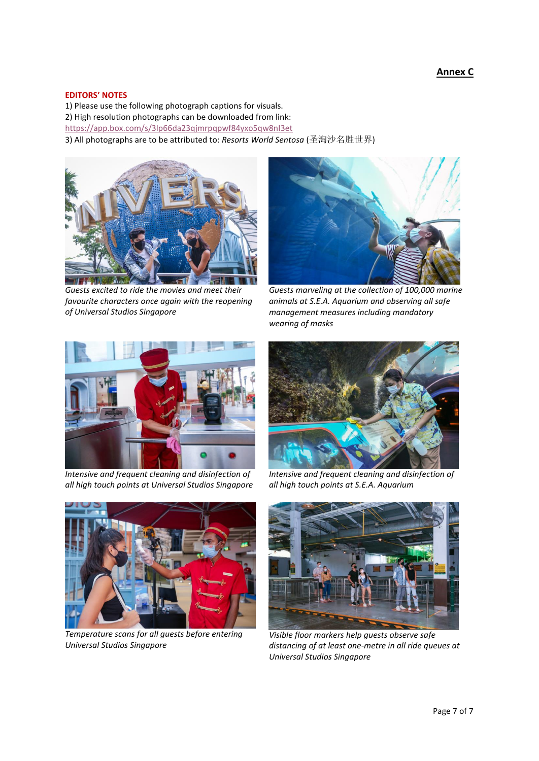**Annex C**

**EDITORS' NOTES**

1) Please use the following photograph captions for visuals.
2) High resolution photographs can be downloaded from link:
https://app.box.com/s/3lp66da23qjmrpqpwf84yxo5qw8nl3et
3) All photographs are to be attributed to: *Resorts World Sentosa* (圣淘沙名胜世界)

*Guests excited to ride the movies and meet their favourite characters once again with the reopening of Universal Studios Singapore*

*Guests marveling at the collection of 100,000 marine animals at S.E.A. Aquarium and observing all safe management measures including mandatory wearing of masks*

*Intensive and frequent cleaning and disinfection of all high touch points at Universal Studios Singapore*

*Intensive and frequent cleaning and disinfection of all high touch points at S.E.A. Aquarium*

*Temperature scans for all guests before entering Universal Studios Singapore*

*Visible floor markers help guests observe safe distancing of at least one-metre in all ride queues at Universal Studios Singapore*